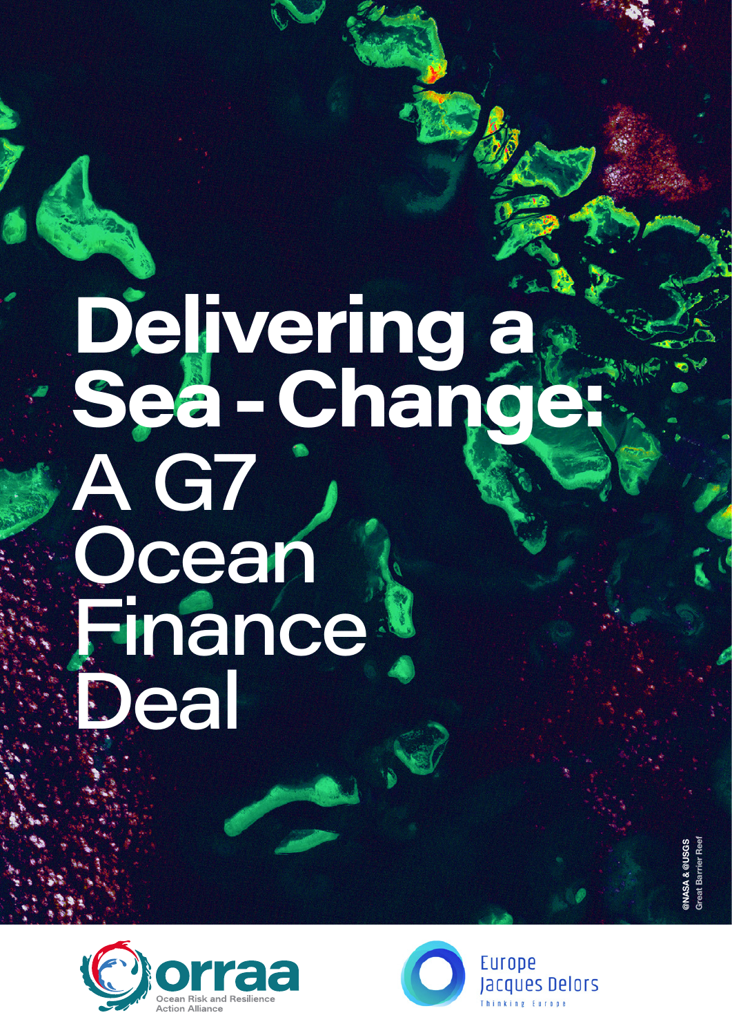# Delivering a Sea-Change: A G7 Ocean Finance Deal

@NASA & @USGS
Great Barrier Reef

orraa
Ocean Risk and Resilience Action Alliance

Europe Jacques Delors
Thinking Europe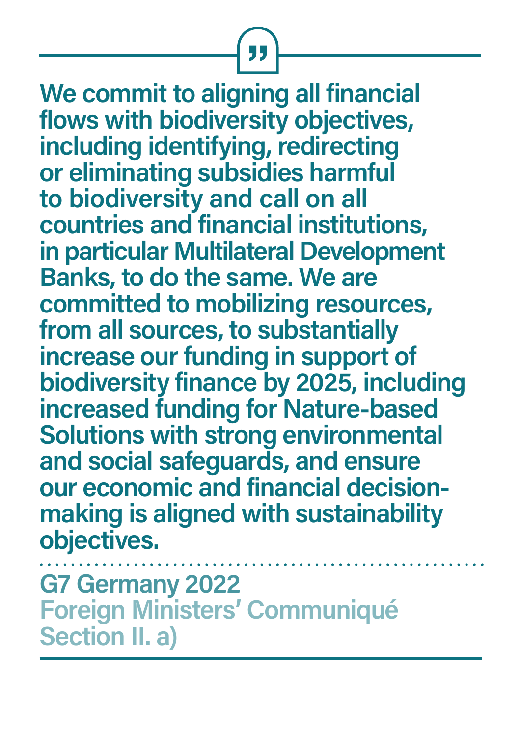> **We commit to aligning all financial flows with biodiversity objectives, including identifying, redirecting or eliminating subsidies harmful to biodiversity and call on all countries and financial institutions, in particular Multilateral Development Banks, to do the same. We are committed to mobilizing resources, from all sources, to substantially increase our funding in support of biodiversity finance by 2025, including increased funding for Nature-based Solutions with strong environmental and social safeguards, and ensure our economic and financial decision-making is aligned with sustainability objectives.**

**G7 Germany 2022**
Foreign Ministers' Communiqué
Section II. a)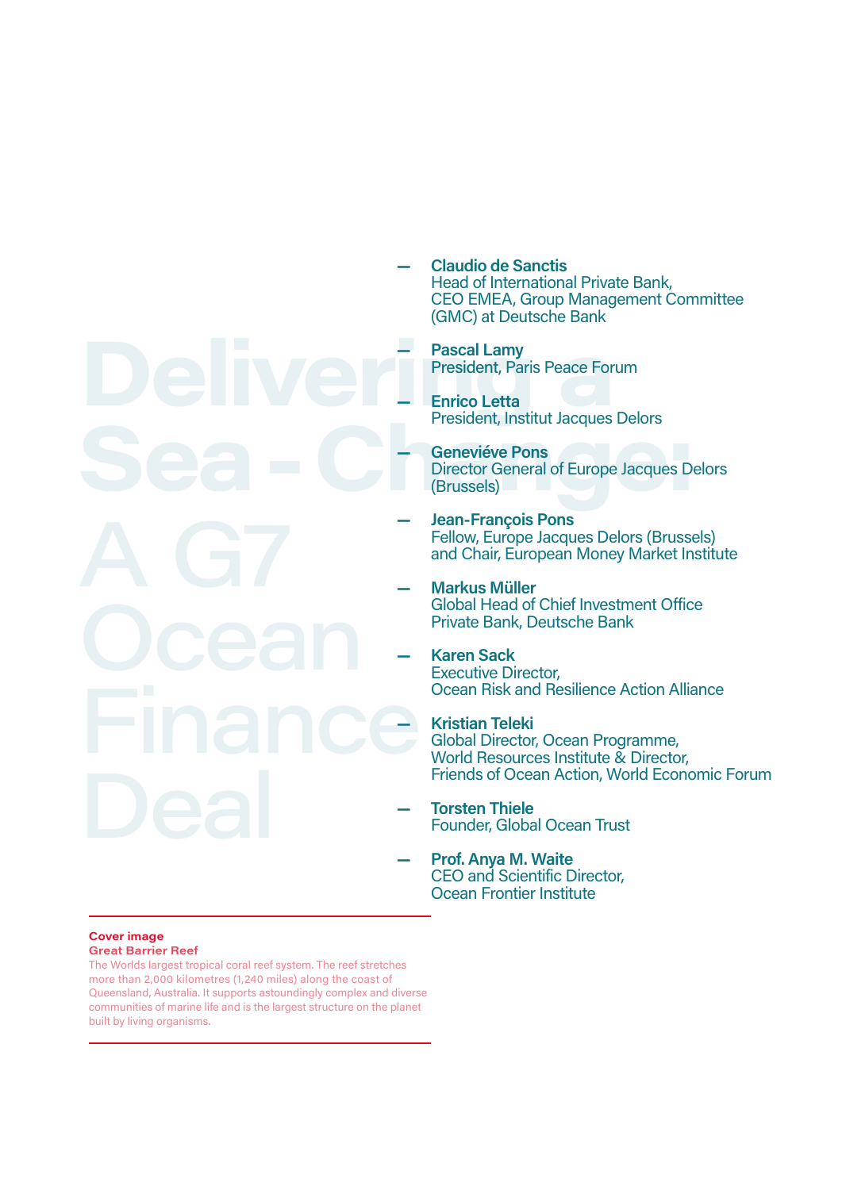# Delivering a Sea-Change: A G7 Ocean Finance Deal

- **Claudio de Sanctis**
  Head of International Private Bank, CEO EMEA, Group Management Committee (GMC) at Deutsche Bank

- **Pascal Lamy**
  President, Paris Peace Forum

- **Enrico Letta**
  President, Institut Jacques Delors

- **Geneviéve Pons**
  Director General of Europe Jacques Delors (Brussels)

- **Jean-François Pons**
  Fellow, Europe Jacques Delors (Brussels) and Chair, European Money Market Institute

- **Markus Müller**
  Global Head of Chief Investment Office Private Bank, Deutsche Bank

- **Karen Sack**
  Executive Director, Ocean Risk and Resilience Action Alliance

- **Kristian Teleki**
  Global Director, Ocean Programme, World Resources Institute & Director, Friends of Ocean Action, World Economic Forum

- **Torsten Thiele**
  Founder, Global Ocean Trust

- **Prof. Anya M. Waite**
  CEO and Scientific Director, Ocean Frontier Institute

---

**Cover image**
**Great Barrier Reef**
The Worlds largest tropical coral reef system. The reef stretches more than 2,000 kilometres (1,240 miles) along the coast of Queensland, Australia. It supports astoundingly complex and diverse communities of marine life and is the largest structure on the planet built by living organisms.

---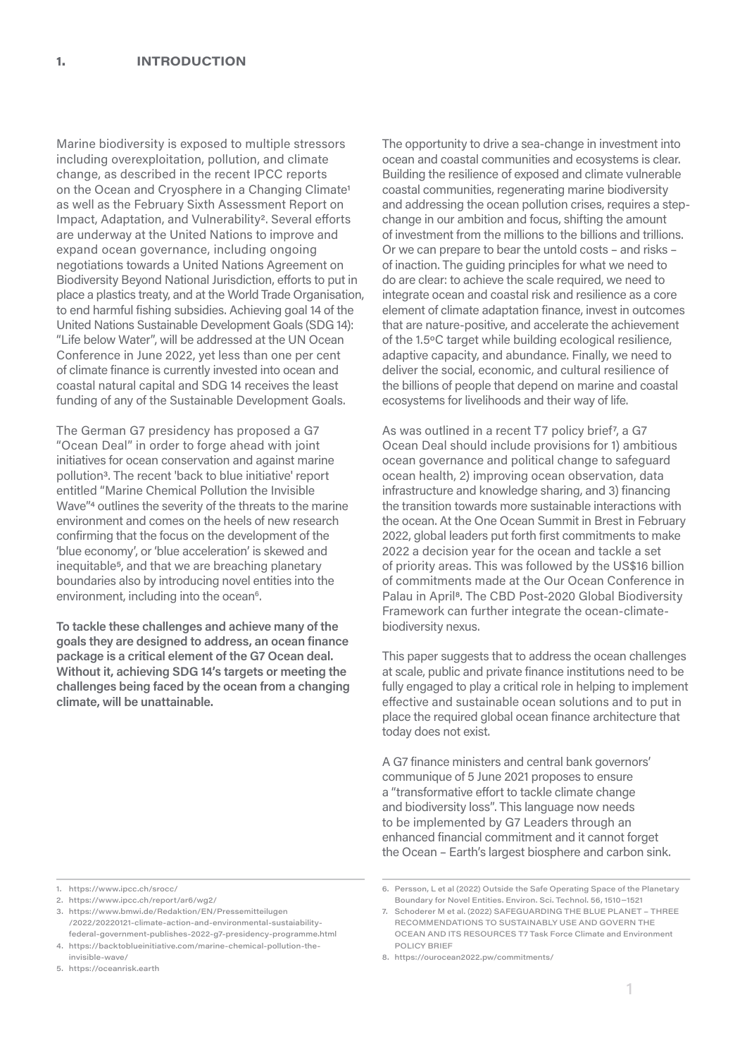# 1. INTRODUCTION

Marine biodiversity is exposed to multiple stressors including overexploitation, pollution, and climate change, as described in the recent IPCC reports on the Ocean and Cryosphere in a Changing Climate[1] as well as the February Sixth Assessment Report on Impact, Adaptation, and Vulnerability[2]. Several efforts are underway at the United Nations to improve and expand ocean governance, including ongoing negotiations towards a United Nations Agreement on Biodiversity Beyond National Jurisdiction, efforts to put in place a plastics treaty, and at the World Trade Organisation, to end harmful fishing subsidies. Achieving goal 14 of the United Nations Sustainable Development Goals (SDG 14): "Life below Water", will be addressed at the UN Ocean Conference in June 2022, yet less than one per cent of climate finance is currently invested into ocean and coastal natural capital and SDG 14 receives the least funding of any of the Sustainable Development Goals.

The German G7 presidency has proposed a G7 "Ocean Deal" in order to forge ahead with joint initiatives for ocean conservation and against marine pollution[3]. The recent 'back to blue initiative' report entitled "Marine Chemical Pollution the Invisible Wave"[4] outlines the severity of the threats to the marine environment and comes on the heels of new research confirming that the focus on the development of the 'blue economy', or 'blue acceleration' is skewed and inequitable[5], and that we are breaching planetary boundaries also by introducing novel entities into the environment, including into the ocean[6].

**To tackle these challenges and achieve many of the goals they are designed to address, an ocean finance package is a critical element of the G7 Ocean deal. Without it, achieving SDG 14's targets or meeting the challenges being faced by the ocean from a changing climate, will be unattainable.**

The opportunity to drive a sea-change in investment into ocean and coastal communities and ecosystems is clear. Building the resilience of exposed and climate vulnerable coastal communities, regenerating marine biodiversity and addressing the ocean pollution crises, requires a step-change in our ambition and focus, shifting the amount of investment from the millions to the billions and trillions. Or we can prepare to bear the untold costs – and risks – of inaction. The guiding principles for what we need to do are clear: to achieve the scale required, we need to integrate ocean and coastal risk and resilience as a core element of climate adaptation finance, invest in outcomes that are nature-positive, and accelerate the achievement of the 1.5°C target while building ecological resilience, adaptive capacity, and abundance. Finally, we need to deliver the social, economic, and cultural resilience of the billions of people that depend on marine and coastal ecosystems for livelihoods and their way of life.

As was outlined in a recent T7 policy brief[7], a G7 Ocean Deal should include provisions for 1) ambitious ocean governance and political change to safeguard ocean health, 2) improving ocean observation, data infrastructure and knowledge sharing, and 3) financing the transition towards more sustainable interactions with the ocean. At the One Ocean Summit in Brest in February 2022, global leaders put forth first commitments to make 2022 a decision year for the ocean and tackle a set of priority areas. This was followed by the US$16 billion of commitments made at the Our Ocean Conference in Palau in April[8]. The CBD Post-2020 Global Biodiversity Framework can further integrate the ocean-climate-biodiversity nexus.

This paper suggests that to address the ocean challenges at scale, public and private finance institutions need to be fully engaged to play a critical role in helping to implement effective and sustainable ocean solutions and to put in place the required global ocean finance architecture that today does not exist.

A G7 finance ministers and central bank governors' communique of 5 June 2021 proposes to ensure a "transformative effort to tackle climate change and biodiversity loss". This language now needs to be implemented by G7 Leaders through an enhanced financial commitment and it cannot forget the Ocean – Earth's largest biosphere and carbon sink.

---

1. https://www.ipcc.ch/srocc/
2. https://www.ipcc.ch/report/ar6/wg2/
3. https://www.bmwi.de/Redaktion/EN/Pressemitteilugen/2022/20220121-climate-action-and-environmental-sustaiability-federal-government-publishes-2022-g7-presidency-programme.html
4. https://backtoblueinitiative.com/marine-chemical-pollution-the-invisible-wave/
5. https://oceanrisk.earth
6. Persson, L et al (2022) Outside the Safe Operating Space of the Planetary Boundary for Novel Entities. Environ. Sci. Technol. 56, 1510−1521
7. Schoderer M et al. (2022) SAFEGUARDING THE BLUE PLANET – THREE RECOMMENDATIONS TO SUSTAINABLY USE AND GOVERN THE OCEAN AND ITS RESOURCES T7 Task Force Climate and Environment POLICY BRIEF
8. https://ourocean2022.pw/commitments/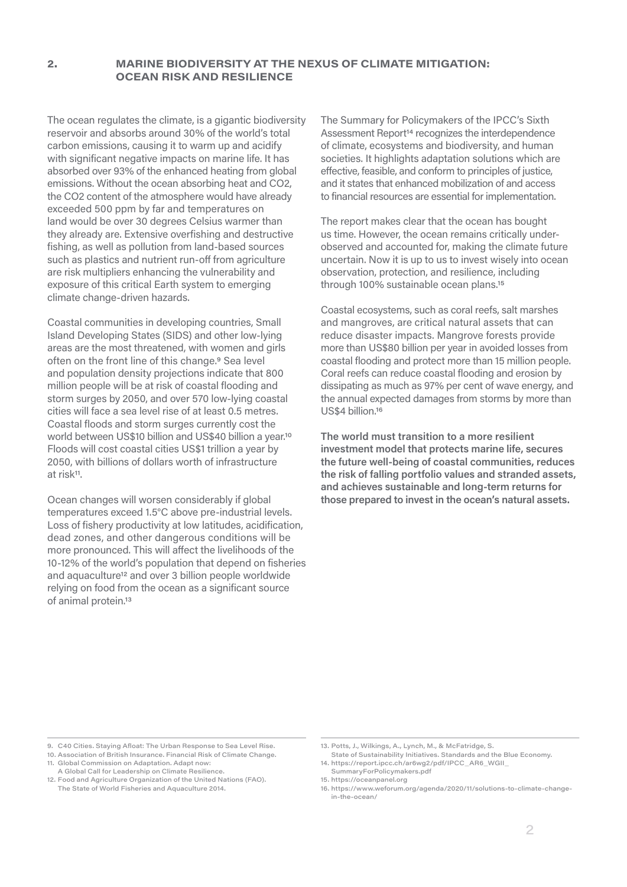## 2. MARINE BIODIVERSITY AT THE NEXUS OF CLIMATE MITIGATION: OCEAN RISK AND RESILIENCE

The ocean regulates the climate, is a gigantic biodiversity reservoir and absorbs around 30% of the world's total carbon emissions, causing it to warm up and acidify with significant negative impacts on marine life. It has absorbed over 93% of the enhanced heating from global emissions. Without the ocean absorbing heat and $CO_2$, the $CO_2$ content of the atmosphere would have already exceeded 500 ppm by far and temperatures on land would be over 30 degrees Celsius warmer than they already are. Extensive overfishing and destructive fishing, as well as pollution from land-based sources such as plastics and nutrient run-off from agriculture are risk multipliers enhancing the vulnerability and exposure of this critical Earth system to emerging climate change-driven hazards.

Coastal communities in developing countries, Small Island Developing States (SIDS) and other low-lying areas are the most threatened, with women and girls often on the front line of this change.[9] Sea level and population density projections indicate that 800 million people will be at risk of coastal flooding and storm surges by 2050, and over 570 low-lying coastal cities will face a sea level rise of at least 0.5 metres. Coastal floods and storm surges currently cost the world between US$10 billion and US$40 billion a year.[10] Floods will cost coastal cities US$1 trillion a year by 2050, with billions of dollars worth of infrastructure at risk[11].

Ocean changes will worsen considerably if global temperatures exceed 1.5°C above pre-industrial levels. Loss of fishery productivity at low latitudes, acidification, dead zones, and other dangerous conditions will be more pronounced. This will affect the livelihoods of the 10-12% of the world's population that depend on fisheries and aquaculture[12] and over 3 billion people worldwide relying on food from the ocean as a significant source of animal protein.[13]

The Summary for Policymakers of the IPCC's Sixth Assessment Report[14] recognizes the interdependence of climate, ecosystems and biodiversity, and human societies. It highlights adaptation solutions which are effective, feasible, and conform to principles of justice, and it states that enhanced mobilization of and access to financial resources are essential for implementation.

The report makes clear that the ocean has bought us time. However, the ocean remains critically under-observed and accounted for, making the climate future uncertain. Now it is up to us to invest wisely into ocean observation, protection, and resilience, including through 100% sustainable ocean plans.[15]

Coastal ecosystems, such as coral reefs, salt marshes and mangroves, are critical natural assets that can reduce disaster impacts. Mangrove forests provide more than US$80 billion per year in avoided losses from coastal flooding and protect more than 15 million people. Coral reefs can reduce coastal flooding and erosion by dissipating as much as 97% per cent of wave energy, and the annual expected damages from storms by more than US$4 billion.[16]

**The world must transition to a more resilient investment model that protects marine life, secures the future well-being of coastal communities, reduces the risk of falling portfolio values and stranded assets, and achieves sustainable and long-term returns for those prepared to invest in the ocean's natural assets.**

---

9. C40 Cities. Staying Afloat: The Urban Response to Sea Level Rise.
10. Association of British Insurance. Financial Risk of Climate Change.
11. Global Commission on Adaptation. Adapt now: A Global Call for Leadership on Climate Resilience.
12. Food and Agriculture Organization of the United Nations (FAO). The State of World Fisheries and Aquaculture 2014.
13. Potts, J., Wilkings, A., Lynch, M., & McFatridge, S. State of Sustainability Initiatives. Standards and the Blue Economy.
14. https://report.ipcc.ch/ar6wg2/pdf/IPCC_AR6_WGII_SummaryForPolicymakers.pdf
15. https://oceanpanel.org
16. https://www.weforum.org/agenda/2020/11/solutions-to-climate-change-in-the-ocean/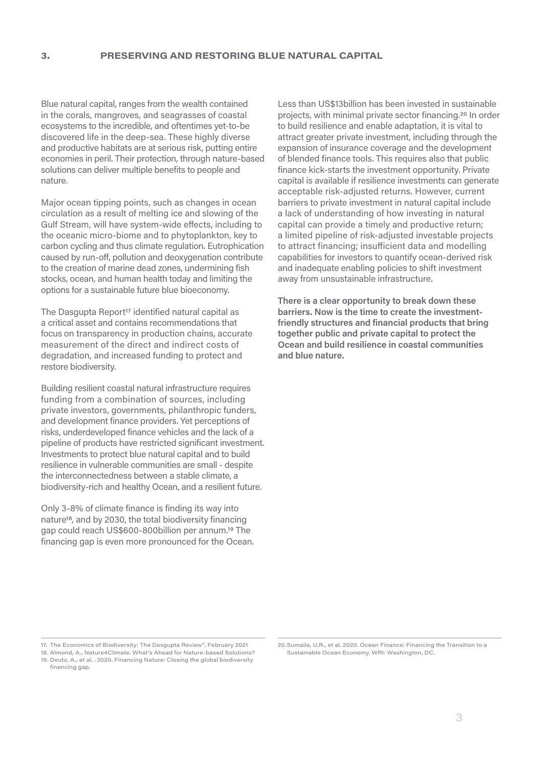## 3. PRESERVING AND RESTORING BLUE NATURAL CAPITAL

Blue natural capital, ranges from the wealth contained in the corals, mangroves, and seagrasses of coastal ecosystems to the incredible, and oftentimes yet-to-be discovered life in the deep-sea. These highly diverse and productive habitats are at serious risk, putting entire economies in peril. Their protection, through nature-based solutions can deliver multiple benefits to people and nature.

Major ocean tipping points, such as changes in ocean circulation as a result of melting ice and slowing of the Gulf Stream, will have system-wide effects, including to the oceanic micro-biome and to phytoplankton, key to carbon cycling and thus climate regulation. Eutrophication caused by run-off, pollution and deoxygenation contribute to the creation of marine dead zones, undermining fish stocks, ocean, and human health today and limiting the options for a sustainable future blue bioeconomy.

The Dasgupta Report[17] identified natural capital as a critical asset and contains recommendations that focus on transparency in production chains, accurate measurement of the direct and indirect costs of degradation, and increased funding to protect and restore biodiversity.

Building resilient coastal natural infrastructure requires funding from a combination of sources, including private investors, governments, philanthropic funders, and development finance providers. Yet perceptions of risks, underdeveloped finance vehicles and the lack of a pipeline of products have restricted significant investment. Investments to protect blue natural capital and to build resilience in vulnerable communities are small - despite the interconnectedness between a stable climate, a biodiversity-rich and healthy Ocean, and a resilient future.

Only 3-8% of climate finance is finding its way into nature[18], and by 2030, the total biodiversity financing gap could reach US$600-800billion per annum.[19] The financing gap is even more pronounced for the Ocean.

Less than US$13billion has been invested in sustainable projects, with minimal private sector financing.[20] In order to build resilience and enable adaptation, it is vital to attract greater private investment, including through the expansion of insurance coverage and the development of blended finance tools. This requires also that public finance kick-starts the investment opportunity. Private capital is available if resilience investments can generate acceptable risk-adjusted returns. However, current barriers to private investment in natural capital include a lack of understanding of how investing in natural capital can provide a timely and productive return; a limited pipeline of risk-adjusted investable projects to attract financing; insufficient data and modelling capabilities for investors to quantify ocean-derived risk and inadequate enabling policies to shift investment away from unsustainable infrastructure.

**There is a clear opportunity to break down these barriers. Now is the time to create the investment-friendly structures and financial products that bring together public and private capital to protect the Ocean and build resilience in coastal communities and blue nature.**

---

17. The Economics of Biodiversity: The Dasgupta Review", February 2021
18. Almond, A., Nature4Climate. What's Ahead for Nature-based Solutions?
19. Deutz, A., et al. . 2020. Financing Nature: Closing the global biodiversity financing gap.
20. Sumaila, U.R., et al. 2020. Ocean Finance: Financing the Transition to a Sustainable Ocean Economy. WRI: Washington, DC.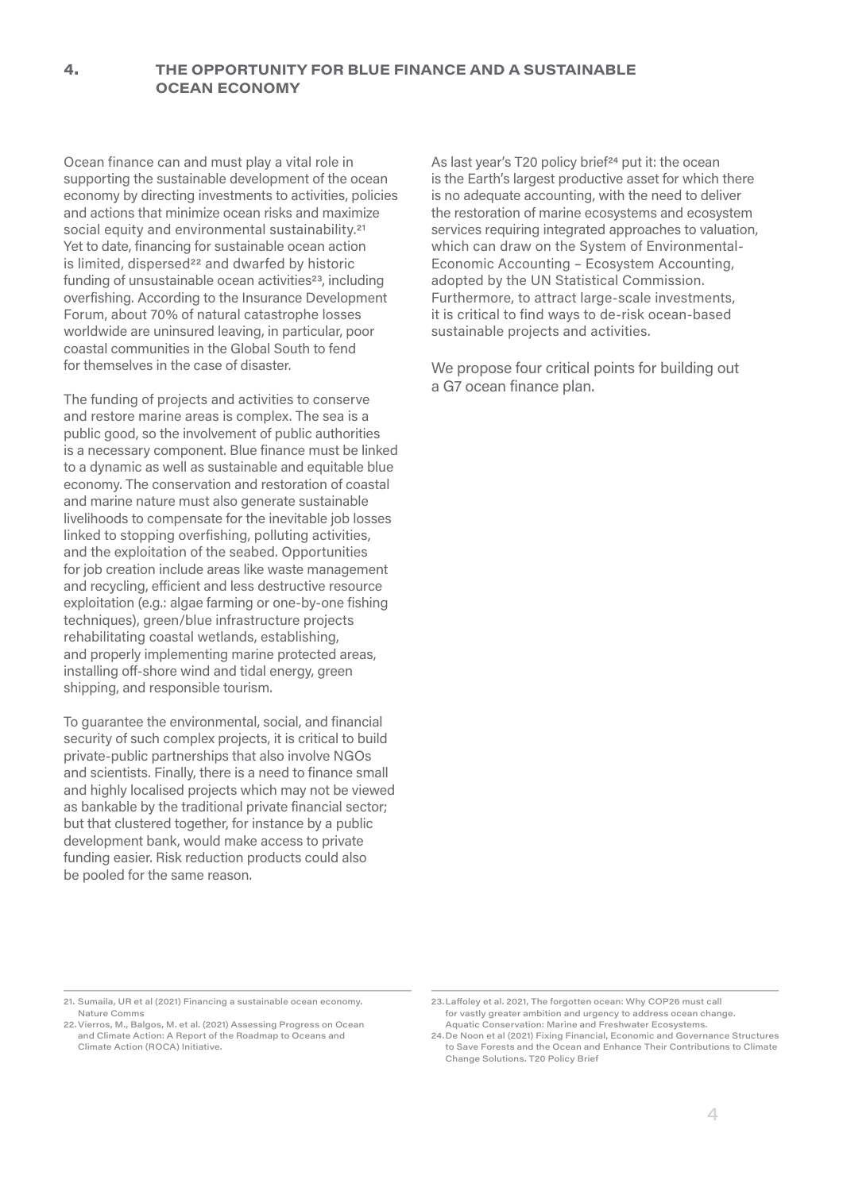## 4. THE OPPORTUNITY FOR BLUE FINANCE AND A SUSTAINABLE OCEAN ECONOMY

Ocean finance can and must play a vital role in supporting the sustainable development of the ocean economy by directing investments to activities, policies and actions that minimize ocean risks and maximize social equity and environmental sustainability.[21] Yet to date, financing for sustainable ocean action is limited, dispersed[22] and dwarfed by historic funding of unsustainable ocean activities[23], including overfishing. According to the Insurance Development Forum, about 70% of natural catastrophe losses worldwide are uninsured leaving, in particular, poor coastal communities in the Global South to fend for themselves in the case of disaster.

The funding of projects and activities to conserve and restore marine areas is complex. The sea is a public good, so the involvement of public authorities is a necessary component. Blue finance must be linked to a dynamic as well as sustainable and equitable blue economy. The conservation and restoration of coastal and marine nature must also generate sustainable livelihoods to compensate for the inevitable job losses linked to stopping overfishing, polluting activities, and the exploitation of the seabed. Opportunities for job creation include areas like waste management and recycling, efficient and less destructive resource exploitation (e.g.: algae farming or one-by-one fishing techniques), green/blue infrastructure projects rehabilitating coastal wetlands, establishing, and properly implementing marine protected areas, installing off-shore wind and tidal energy, green shipping, and responsible tourism.

To guarantee the environmental, social, and financial security of such complex projects, it is critical to build private-public partnerships that also involve NGOs and scientists. Finally, there is a need to finance small and highly localised projects which may not be viewed as bankable by the traditional private financial sector; but that clustered together, for instance by a public development bank, would make access to private funding easier. Risk reduction products could also be pooled for the same reason.

As last year's T20 policy brief[24] put it: the ocean is the Earth's largest productive asset for which there is no adequate accounting, with the need to deliver the restoration of marine ecosystems and ecosystem services requiring integrated approaches to valuation, which can draw on the System of Environmental-Economic Accounting – Ecosystem Accounting, adopted by the UN Statistical Commission. Furthermore, to attract large-scale investments, it is critical to find ways to de-risk ocean-based sustainable projects and activities.

We propose four critical points for building out a G7 ocean finance plan.

---

21. Sumaila, UR et al (2021) Financing a sustainable ocean economy. Nature Comms
22. Vierros, M., Balgos, M. et al. (2021) Assessing Progress on Ocean and Climate Action: A Report of the Roadmap to Oceans and Climate Action (ROCA) Initiative.
23. Laffoley et al. 2021, The forgotten ocean: Why COP26 must call for vastly greater ambition and urgency to address ocean change. Aquatic Conservation: Marine and Freshwater Ecosystems.
24. De Noon et al (2021) Fixing Financial, Economic and Governance Structures to Save Forests and the Ocean and Enhance Their Contributions to Climate Change Solutions. T20 Policy Brief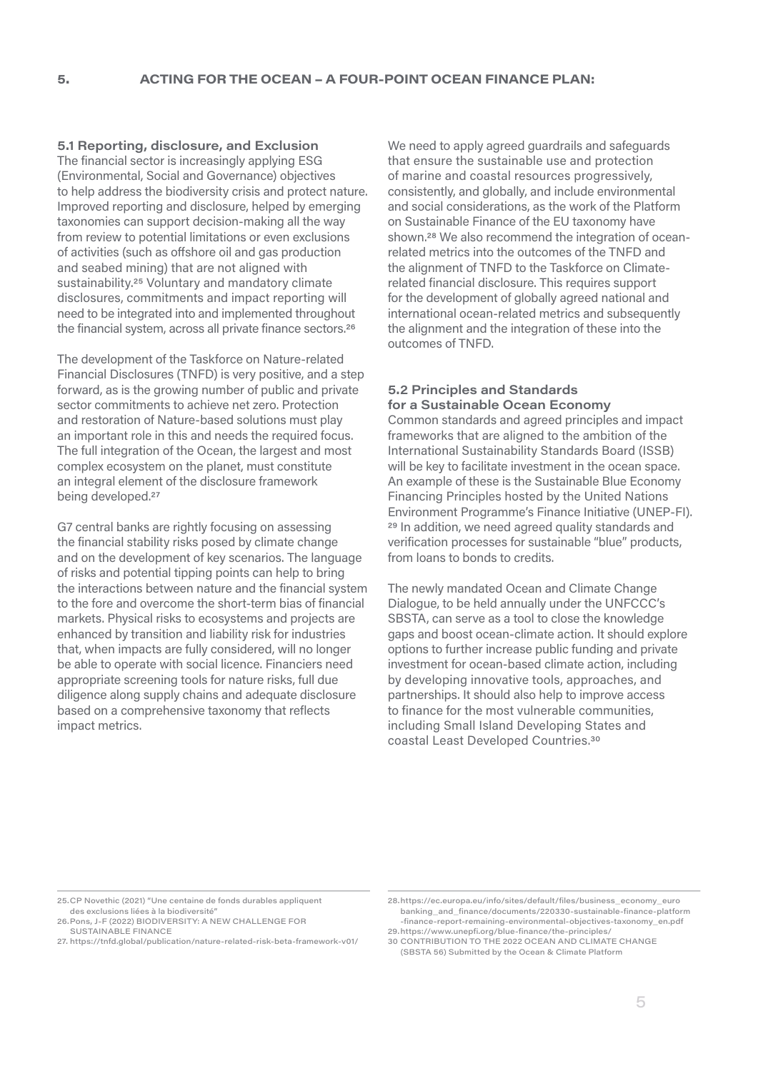## 5. ACTING FOR THE OCEAN – A FOUR-POINT OCEAN FINANCE PLAN:

### 5.1 Reporting, disclosure, and Exclusion

The financial sector is increasingly applying ESG (Environmental, Social and Governance) objectives to help address the biodiversity crisis and protect nature. Improved reporting and disclosure, helped by emerging taxonomies can support decision-making all the way from review to potential limitations or even exclusions of activities (such as offshore oil and gas production and seabed mining) that are not aligned with sustainability.[25] Voluntary and mandatory climate disclosures, commitments and impact reporting will need to be integrated into and implemented throughout the financial system, across all private finance sectors.[26]

The development of the Taskforce on Nature-related Financial Disclosures (TNFD) is very positive, and a step forward, as is the growing number of public and private sector commitments to achieve net zero. Protection and restoration of Nature-based solutions must play an important role in this and needs the required focus. The full integration of the Ocean, the largest and most complex ecosystem on the planet, must constitute an integral element of the disclosure framework being developed.[27]

G7 central banks are rightly focusing on assessing the financial stability risks posed by climate change and on the development of key scenarios. The language of risks and potential tipping points can help to bring the interactions between nature and the financial system to the fore and overcome the short-term bias of financial markets. Physical risks to ecosystems and projects are enhanced by transition and liability risk for industries that, when impacts are fully considered, will no longer be able to operate with social licence. Financiers need appropriate screening tools for nature risks, full due diligence along supply chains and adequate disclosure based on a comprehensive taxonomy that reflects impact metrics.

We need to apply agreed guardrails and safeguards that ensure the sustainable use and protection of marine and coastal resources progressively, consistently, and globally, and include environmental and social considerations, as the work of the Platform on Sustainable Finance of the EU taxonomy have shown.[28] We also recommend the integration of ocean-related metrics into the outcomes of the TNFD and the alignment of TNFD to the Taskforce on Climate-related financial disclosure. This requires support for the development of globally agreed national and international ocean-related metrics and subsequently the alignment and the integration of these into the outcomes of TNFD.

### 5.2 Principles and Standards for a Sustainable Ocean Economy

Common standards and agreed principles and impact frameworks that are aligned to the ambition of the International Sustainability Standards Board (ISSB) will be key to facilitate investment in the ocean space. An example of these is the Sustainable Blue Economy Financing Principles hosted by the United Nations Environment Programme's Finance Initiative (UNEP-FI).[29] In addition, we need agreed quality standards and verification processes for sustainable "blue" products, from loans to bonds to credits.

The newly mandated Ocean and Climate Change Dialogue, to be held annually under the UNFCCC's SBSTA, can serve as a tool to close the knowledge gaps and boost ocean-climate action. It should explore options to further increase public funding and private investment for ocean-based climate action, including by developing innovative tools, approaches, and partnerships. It should also help to improve access to finance for the most vulnerable communities, including Small Island Developing States and coastal Least Developed Countries.[30]

---

25. CP Novethic (2021) "Une centaine de fonds durables appliquent des exclusions liées à la biodiversité"
26. Pons, J-F (2022) BIODIVERSITY: A NEW CHALLENGE FOR SUSTAINABLE FINANCE
27. https://tnfd.global/publication/nature-related-risk-beta-framework-v01/
28. https://ec.europa.eu/info/sites/default/files/business_economy_euro banking_and_finance/documents/220330-sustainable-finance-platform -finance-report-remaining-environmental-objectives-taxonomy_en.pdf
29. https://www.unepfi.org/blue-finance/the-principles/
30. CONTRIBUTION TO THE 2022 OCEAN AND CLIMATE CHANGE (SBSTA 56) Submitted by the Ocean & Climate Platform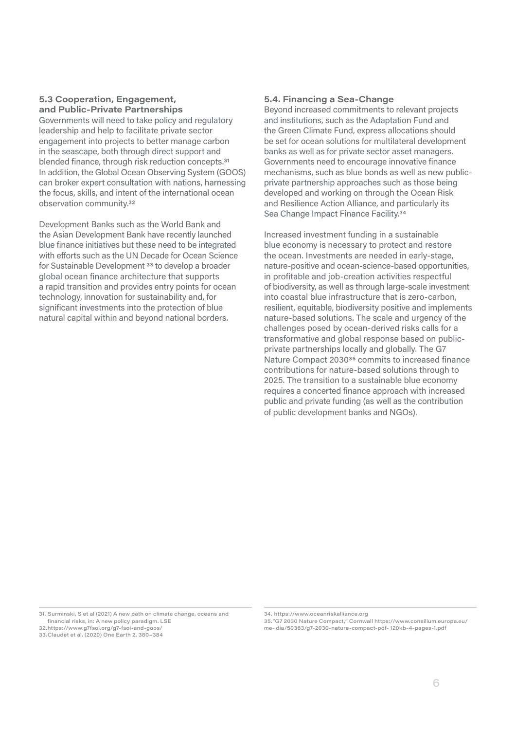### 5.3 Cooperation, Engagement, and Public-Private Partnerships

Governments will need to take policy and regulatory leadership and help to facilitate private sector engagement into projects to better manage carbon in the seascape, both through direct support and blended finance, through risk reduction concepts.[31] In addition, the Global Ocean Observing System (GOOS) can broker expert consultation with nations, harnessing the focus, skills, and intent of the international ocean observation community.[32]

Development Banks such as the World Bank and the Asian Development Bank have recently launched blue finance initiatives but these need to be integrated with efforts such as the UN Decade for Ocean Science for Sustainable Development [33] to develop a broader global ocean finance architecture that supports a rapid transition and provides entry points for ocean technology, innovation for sustainability and, for significant investments into the protection of blue natural capital within and beyond national borders.

### 5.4. Financing a Sea-Change

Beyond increased commitments to relevant projects and institutions, such as the Adaptation Fund and the Green Climate Fund, express allocations should be set for ocean solutions for multilateral development banks as well as for private sector asset managers. Governments need to encourage innovative finance mechanisms, such as blue bonds as well as new public-private partnership approaches such as those being developed and working on through the Ocean Risk and Resilience Action Alliance, and particularly its Sea Change Impact Finance Facility.[34]

Increased investment funding in a sustainable blue economy is necessary to protect and restore the ocean. Investments are needed in early-stage, nature-positive and ocean-science-based opportunities, in profitable and job-creation activities respectful of biodiversity, as well as through large-scale investment into coastal blue infrastructure that is zero-carbon, resilient, equitable, biodiversity positive and implements nature-based solutions. The scale and urgency of the challenges posed by ocean-derived risks calls for a transformative and global response based on public-private partnerships locally and globally. The G7 Nature Compact 2030[35] commits to increased finance contributions for nature-based solutions through to 2025. The transition to a sustainable blue economy requires a concerted finance approach with increased public and private funding (as well as the contribution of public development banks and NGOs).

---

31. Surminski, S et al (2021) A new path on climate change, oceans and financial risks, in: A new policy paradigm. LSE
32. https://www.g7fsoi.org/g7-fsoi-and-goos/
33. Claudet et al. (2020) One Earth 2, 380–384
34. https://www.oceanriskalliance.org
35. "G7 2030 Nature Compact," Cornwall https://www.consilium.europa.eu/me- dia/50363/g7-2030-nature-compact-pdf- 120kb-4-pages-1.pdf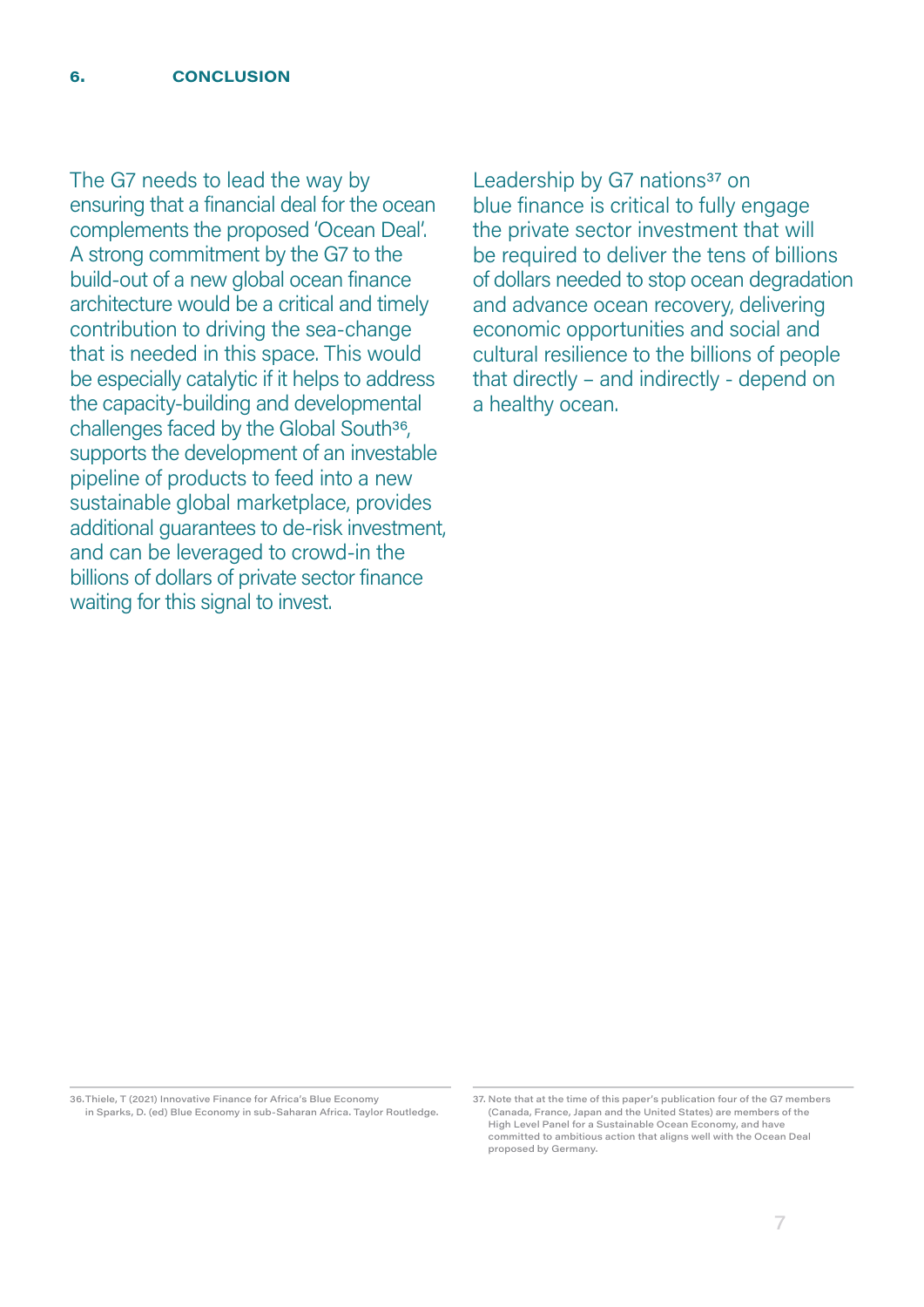## 6. CONCLUSION

The G7 needs to lead the way by ensuring that a financial deal for the ocean complements the proposed 'Ocean Deal'. A strong commitment by the G7 to the build-out of a new global ocean finance architecture would be a critical and timely contribution to driving the sea-change that is needed in this space. This would be especially catalytic if it helps to address the capacity-building and developmental challenges faced by the Global South[36], supports the development of an investable pipeline of products to feed into a new sustainable global marketplace, provides additional guarantees to de-risk investment, and can be leveraged to crowd-in the billions of dollars of private sector finance waiting for this signal to invest.

Leadership by G7 nations[37] on blue finance is critical to fully engage the private sector investment that will be required to deliver the tens of billions of dollars needed to stop ocean degradation and advance ocean recovery, delivering economic opportunities and social and cultural resilience to the billions of people that directly – and indirectly - depend on a healthy ocean.

---

36. Thiele, T (2021) Innovative Finance for Africa's Blue Economy in Sparks, D. (ed) Blue Economy in sub-Saharan Africa. Taylor Routledge.

37. Note that at the time of this paper's publication four of the G7 members (Canada, France, Japan and the United States) are members of the High Level Panel for a Sustainable Ocean Economy, and have committed to ambitious action that aligns well with the Ocean Deal proposed by Germany.